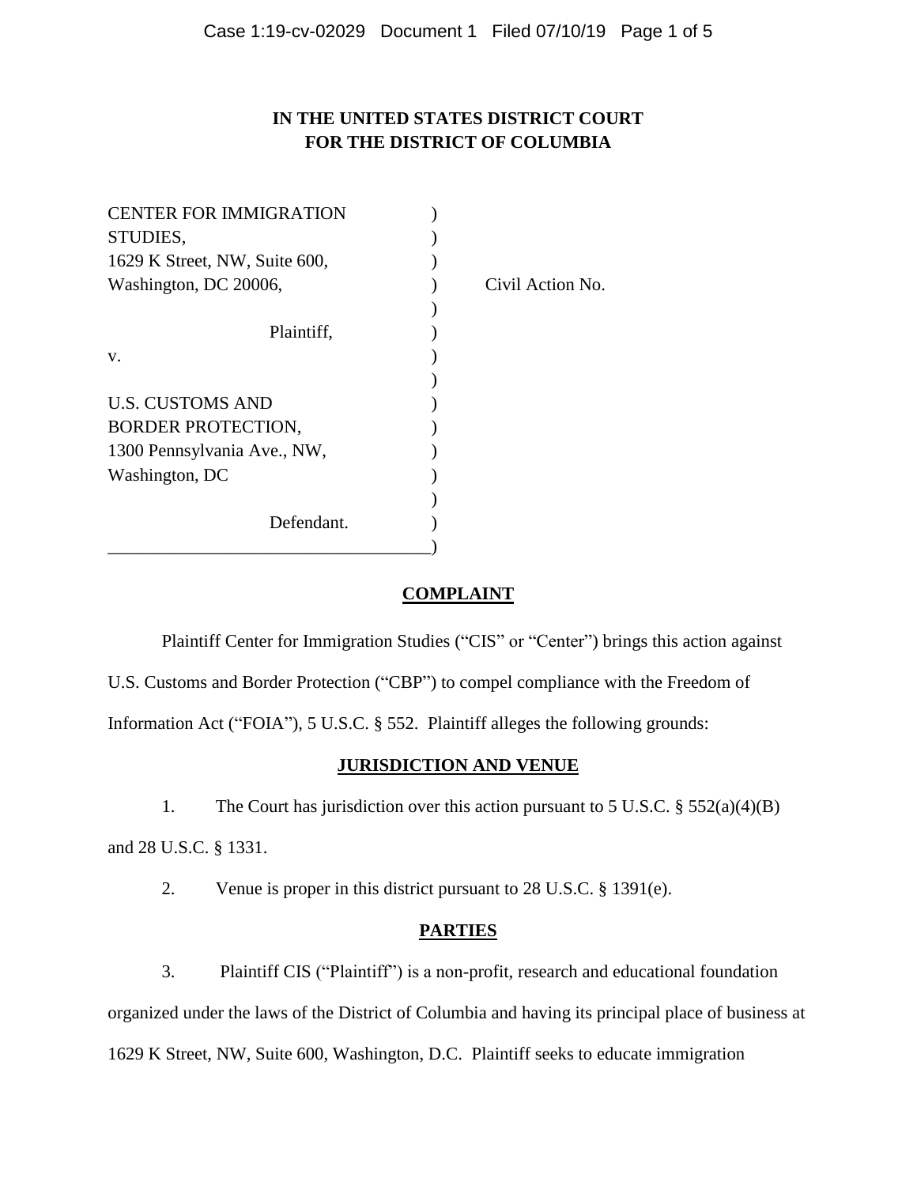**IN THE UNITED STATES DISTRICT COURT**
**FOR THE DISTRICT OF COLUMBIA**

CENTER FOR IMMIGRATION STUDIES,
1629 K Street, NW, Suite 600,
Washington, DC 20006,

Plaintiff,

v.

U.S. CUSTOMS AND BORDER PROTECTION,
1300 Pennsylvania Ave., NW,
Washington, DC

Defendant.

Civil Action No.

## COMPLAINT

Plaintiff Center for Immigration Studies ("CIS" or "Center") brings this action against U.S. Customs and Border Protection ("CBP") to compel compliance with the Freedom of Information Act ("FOIA"), 5 U.S.C. § 552. Plaintiff alleges the following grounds:

## JURISDICTION AND VENUE

1. The Court has jurisdiction over this action pursuant to 5 U.S.C. § 552(a)(4)(B) and 28 U.S.C. § 1331.

2. Venue is proper in this district pursuant to 28 U.S.C. § 1391(e).

## PARTIES

3. Plaintiff CIS ("Plaintiff") is a non-profit, research and educational foundation organized under the laws of the District of Columbia and having its principal place of business at 1629 K Street, NW, Suite 600, Washington, D.C. Plaintiff seeks to educate immigration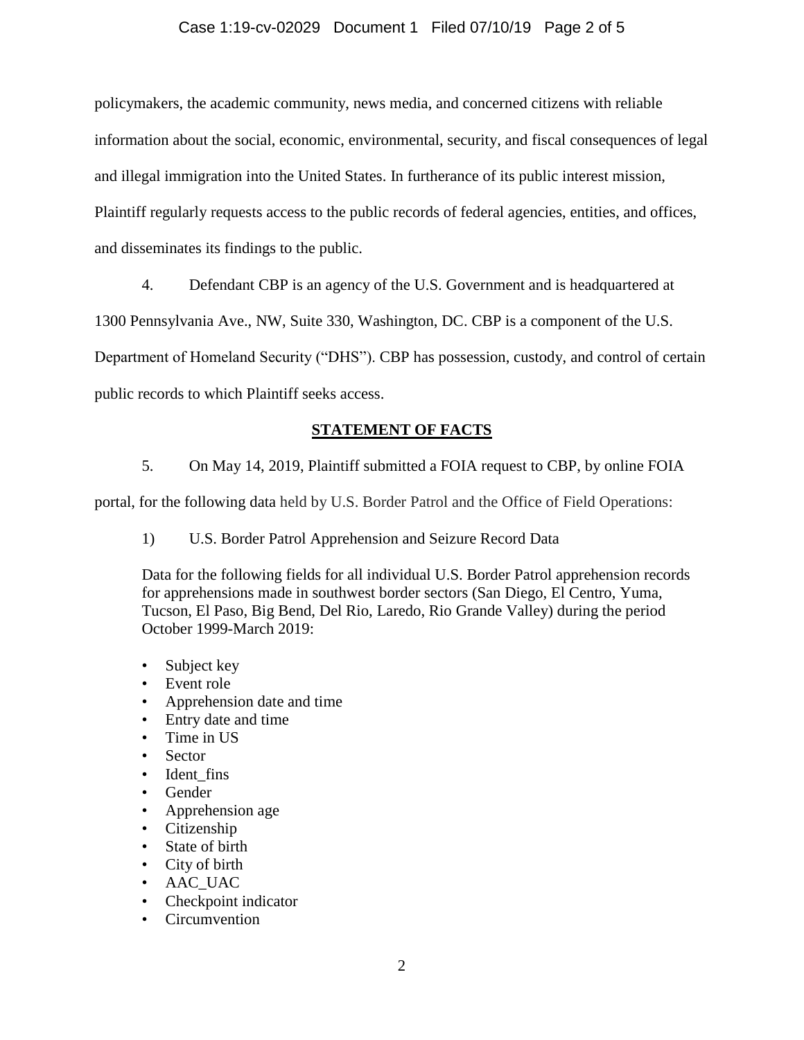policymakers, the academic community, news media, and concerned citizens with reliable information about the social, economic, environmental, security, and fiscal consequences of legal and illegal immigration into the United States. In furtherance of its public interest mission, Plaintiff regularly requests access to the public records of federal agencies, entities, and offices, and disseminates its findings to the public.

4. Defendant CBP is an agency of the U.S. Government and is headquartered at 1300 Pennsylvania Ave., NW, Suite 330, Washington, DC. CBP is a component of the U.S. Department of Homeland Security ("DHS"). CBP has possession, custody, and control of certain public records to which Plaintiff seeks access.

## STATEMENT OF FACTS

5. On May 14, 2019, Plaintiff submitted a FOIA request to CBP, by online FOIA portal, for the following data held by U.S. Border Patrol and the Office of Field Operations:

1) U.S. Border Patrol Apprehension and Seizure Record Data

Data for the following fields for all individual U.S. Border Patrol apprehension records for apprehensions made in southwest border sectors (San Diego, El Centro, Yuma, Tucson, El Paso, Big Bend, Del Rio, Laredo, Rio Grande Valley) during the period October 1999-March 2019:

- Subject key
- Event role
- Apprehension date and time
- Entry date and time
- Time in US
- Sector
- Ident_fins
- Gender
- Apprehension age
- Citizenship
- State of birth
- City of birth
- AAC_UAC
- Checkpoint indicator
- Circumvention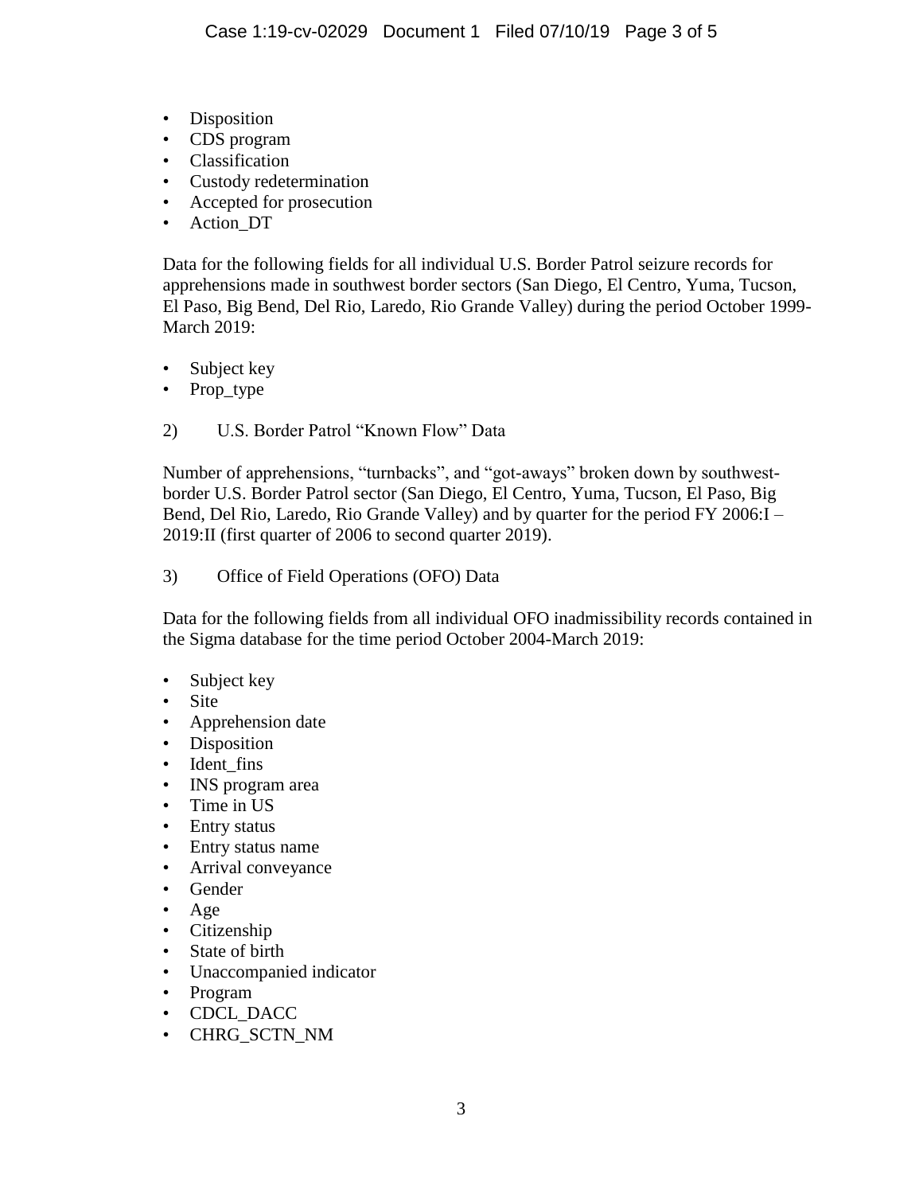- Disposition
- CDS program
- Classification
- Custody redetermination
- Accepted for prosecution
- Action_DT

Data for the following fields for all individual U.S. Border Patrol seizure records for apprehensions made in southwest border sectors (San Diego, El Centro, Yuma, Tucson, El Paso, Big Bend, Del Rio, Laredo, Rio Grande Valley) during the period October 1999-March 2019:

- Subject key
- Prop_type

2) U.S. Border Patrol "Known Flow" Data

Number of apprehensions, "turnbacks", and "got-aways" broken down by southwest-border U.S. Border Patrol sector (San Diego, El Centro, Yuma, Tucson, El Paso, Big Bend, Del Rio, Laredo, Rio Grande Valley) and by quarter for the period FY 2006:I – 2019:II (first quarter of 2006 to second quarter 2019).

3) Office of Field Operations (OFO) Data

Data for the following fields from all individual OFO inadmissibility records contained in the Sigma database for the time period October 2004-March 2019:

- Subject key
- Site
- Apprehension date
- Disposition
- Ident_fins
- INS program area
- Time in US
- Entry status
- Entry status name
- Arrival conveyance
- Gender
- Age
- Citizenship
- State of birth
- Unaccompanied indicator
- Program
- CDCL_DACC
- CHRG_SCTN_NM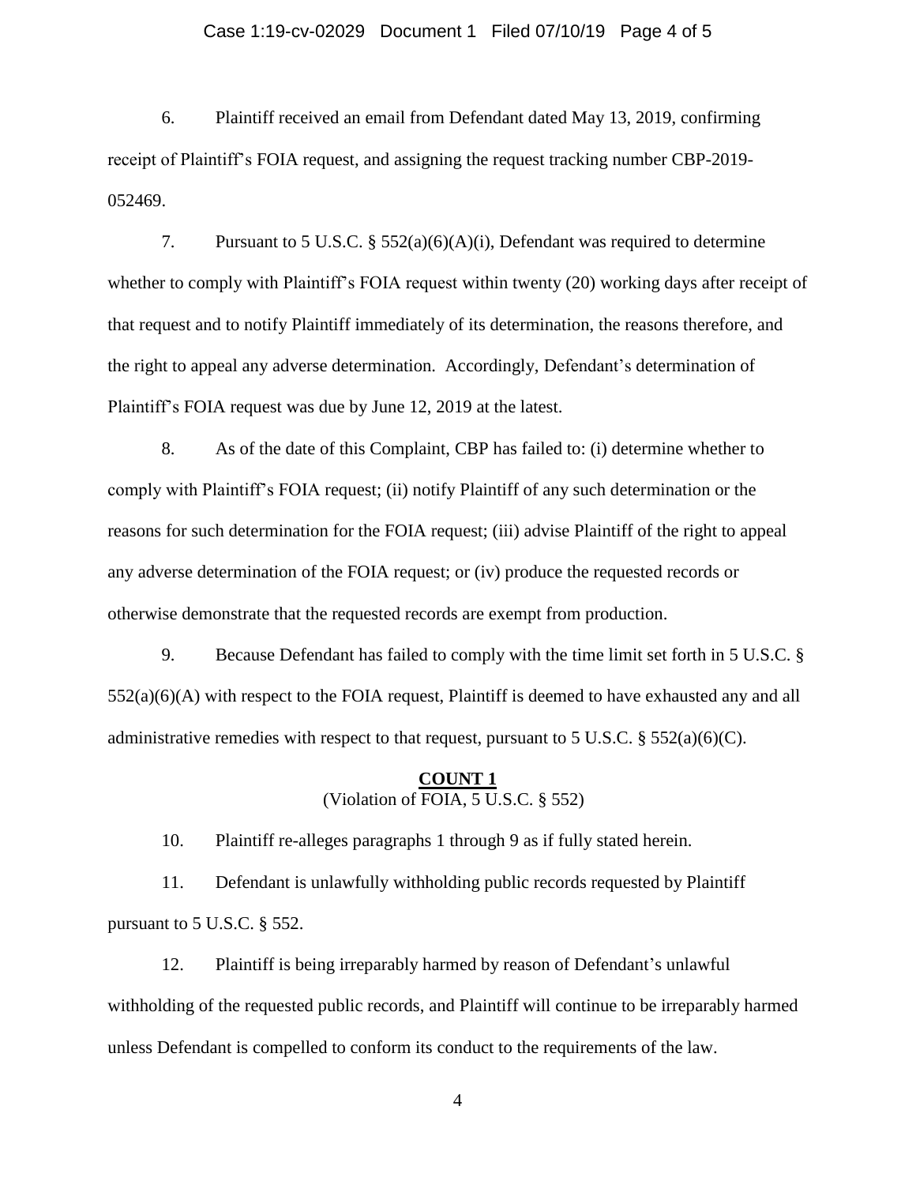6. Plaintiff received an email from Defendant dated May 13, 2019, confirming receipt of Plaintiff's FOIA request, and assigning the request tracking number CBP-2019-052469.

7. Pursuant to 5 U.S.C. § 552(a)(6)(A)(i), Defendant was required to determine whether to comply with Plaintiff's FOIA request within twenty (20) working days after receipt of that request and to notify Plaintiff immediately of its determination, the reasons therefore, and the right to appeal any adverse determination. Accordingly, Defendant's determination of Plaintiff's FOIA request was due by June 12, 2019 at the latest.

8. As of the date of this Complaint, CBP has failed to: (i) determine whether to comply with Plaintiff's FOIA request; (ii) notify Plaintiff of any such determination or the reasons for such determination for the FOIA request; (iii) advise Plaintiff of the right to appeal any adverse determination of the FOIA request; or (iv) produce the requested records or otherwise demonstrate that the requested records are exempt from production.

9. Because Defendant has failed to comply with the time limit set forth in 5 U.S.C. § 552(a)(6)(A) with respect to the FOIA request, Plaintiff is deemed to have exhausted any and all administrative remedies with respect to that request, pursuant to 5 U.S.C. § 552(a)(6)(C).

## **COUNT 1**
(Violation of FOIA, 5 U.S.C. § 552)

10. Plaintiff re-alleges paragraphs 1 through 9 as if fully stated herein.

11. Defendant is unlawfully withholding public records requested by Plaintiff pursuant to 5 U.S.C. § 552.

12. Plaintiff is being irreparably harmed by reason of Defendant's unlawful withholding of the requested public records, and Plaintiff will continue to be irreparably harmed unless Defendant is compelled to conform its conduct to the requirements of the law.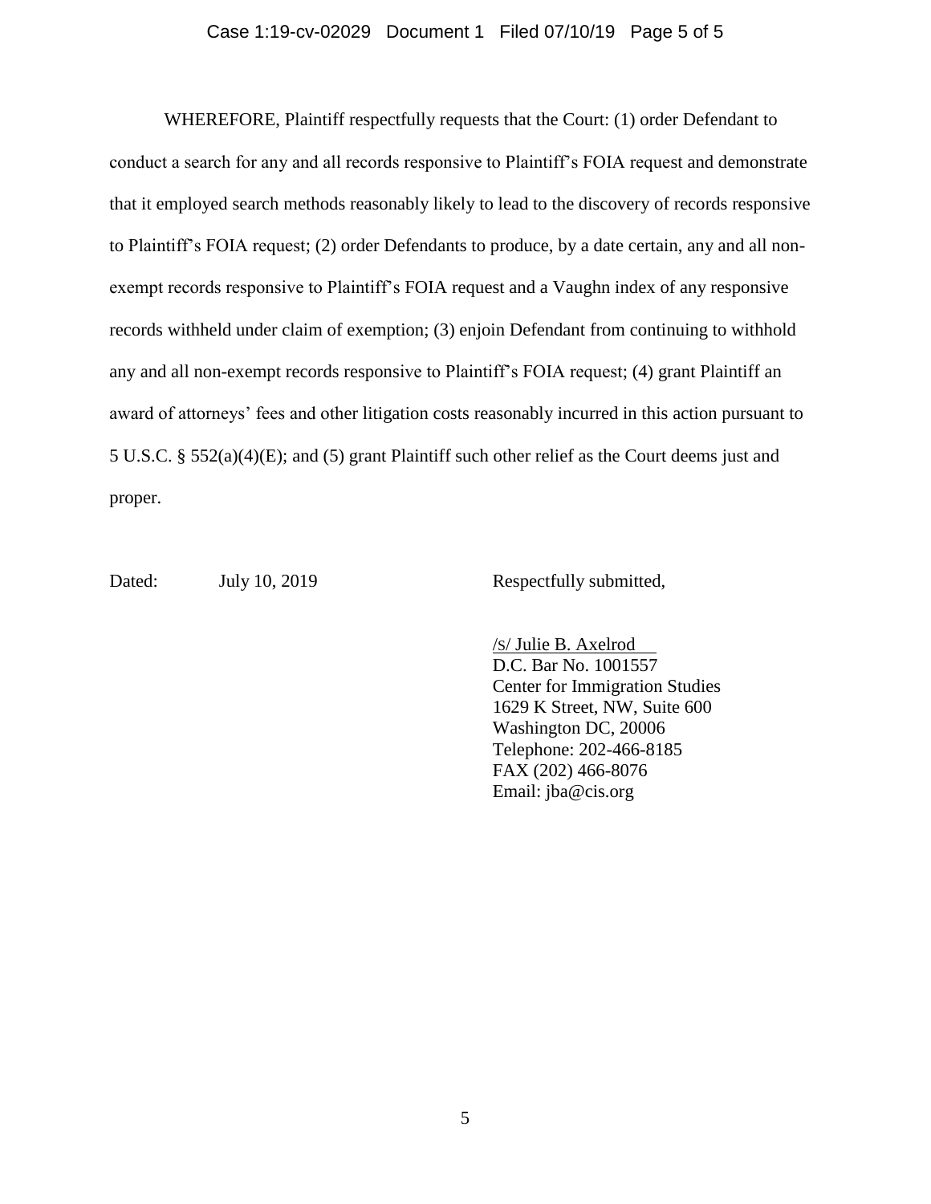WHEREFORE, Plaintiff respectfully requests that the Court: (1) order Defendant to conduct a search for any and all records responsive to Plaintiff's FOIA request and demonstrate that it employed search methods reasonably likely to lead to the discovery of records responsive to Plaintiff's FOIA request; (2) order Defendants to produce, by a date certain, any and all non-exempt records responsive to Plaintiff's FOIA request and a Vaughn index of any responsive records withheld under claim of exemption; (3) enjoin Defendant from continuing to withhold any and all non-exempt records responsive to Plaintiff's FOIA request; (4) grant Plaintiff an award of attorneys' fees and other litigation costs reasonably incurred in this action pursuant to 5 U.S.C. § 552(a)(4)(E); and (5) grant Plaintiff such other relief as the Court deems just and proper.

Dated: July 10, 2019

Respectfully submitted,

/s/ Julie B. Axelrod
D.C. Bar No. 1001557
Center for Immigration Studies
1629 K Street, NW, Suite 600
Washington DC, 20006
Telephone: 202-466-8185
FAX (202) 466-8076
Email: jba@cis.org